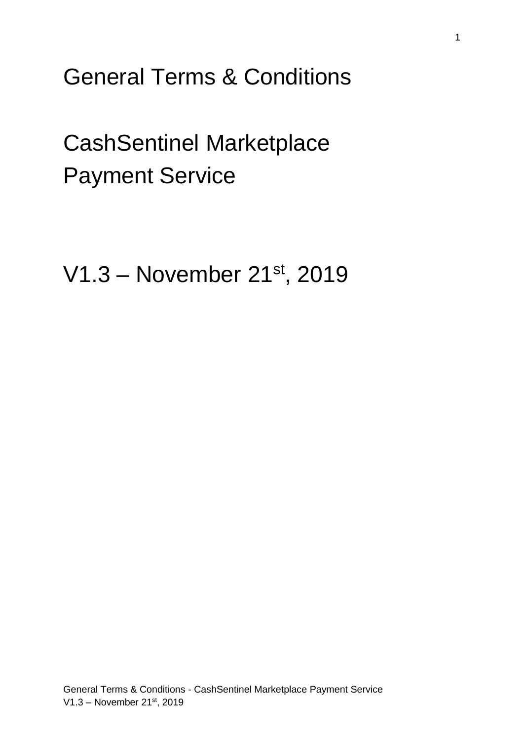# General Terms & Conditions

# CashSentinel Marketplace Payment Service

V1.3 – November 21st, 2019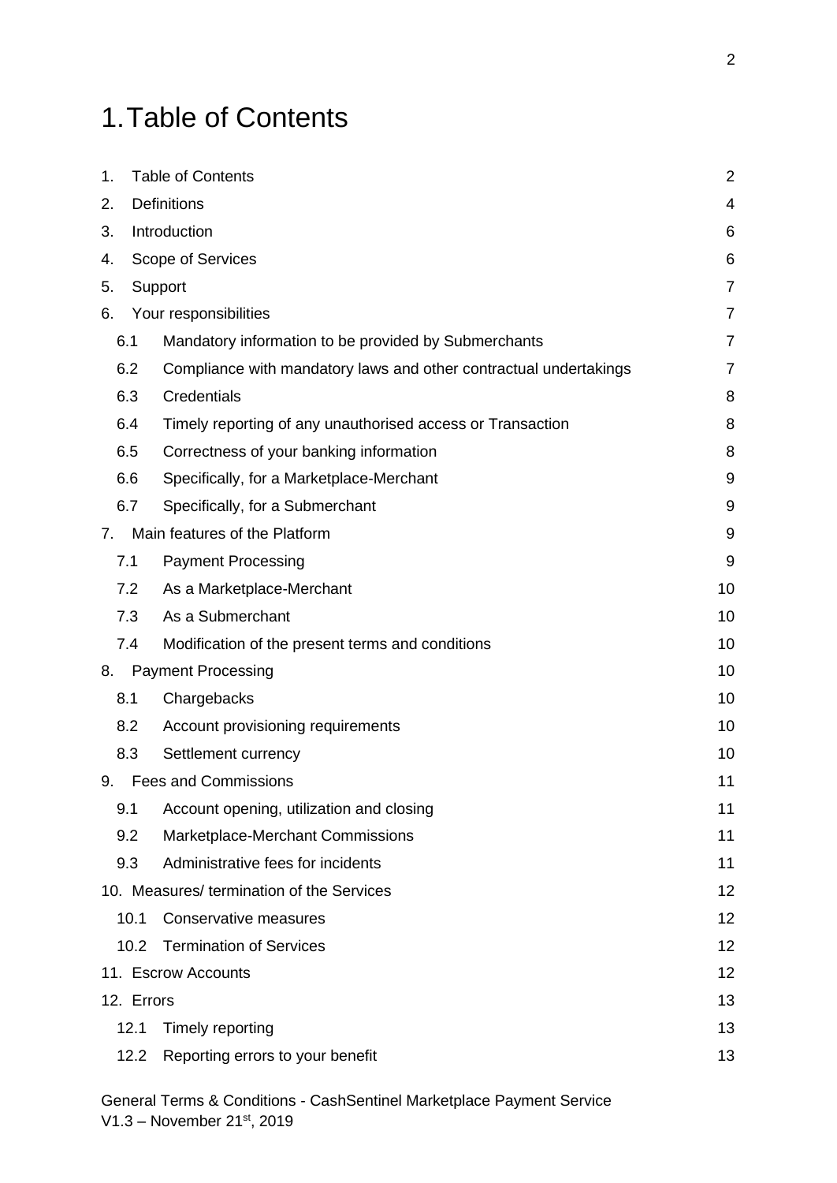# 1. Table of Contents

| | | |
|---|---|---|
| 1. | Table of Contents | 2 |
| 2. | Definitions | 4 |
| 3. | Introduction | 6 |
| 4. | Scope of Services | 6 |
| 5. | Support | 7 |
| 6. | Your responsibilities | 7 |
| 6.1 | Mandatory information to be provided by Submerchants | 7 |
| 6.2 | Compliance with mandatory laws and other contractual undertakings | 7 |
| 6.3 | Credentials | 8 |
| 6.4 | Timely reporting of any unauthorised access or Transaction | 8 |
| 6.5 | Correctness of your banking information | 8 |
| 6.6 | Specifically, for a Marketplace-Merchant | 9 |
| 6.7 | Specifically, for a Submerchant | 9 |
| 7. | Main features of the Platform | 9 |
| 7.1 | Payment Processing | 9 |
| 7.2 | As a Marketplace-Merchant | 10 |
| 7.3 | As a Submerchant | 10 |
| 7.4 | Modification of the present terms and conditions | 10 |
| 8. | Payment Processing | 10 |
| 8.1 | Chargebacks | 10 |
| 8.2 | Account provisioning requirements | 10 |
| 8.3 | Settlement currency | 10 |
| 9. | Fees and Commissions | 11 |
| 9.1 | Account opening, utilization and closing | 11 |
| 9.2 | Marketplace-Merchant Commissions | 11 |
| 9.3 | Administrative fees for incidents | 11 |
| 10. | Measures/ termination of the Services | 12 |
| 10.1 | Conservative measures | 12 |
| 10.2 | Termination of Services | 12 |
| 11. | Escrow Accounts | 12 |
| 12. | Errors | 13 |
| 12.1 | Timely reporting | 13 |
| 12.2 | Reporting errors to your benefit | 13 |

General Terms & Conditions - CashSentinel Marketplace Payment Service
V1.3 – November 21st, 2019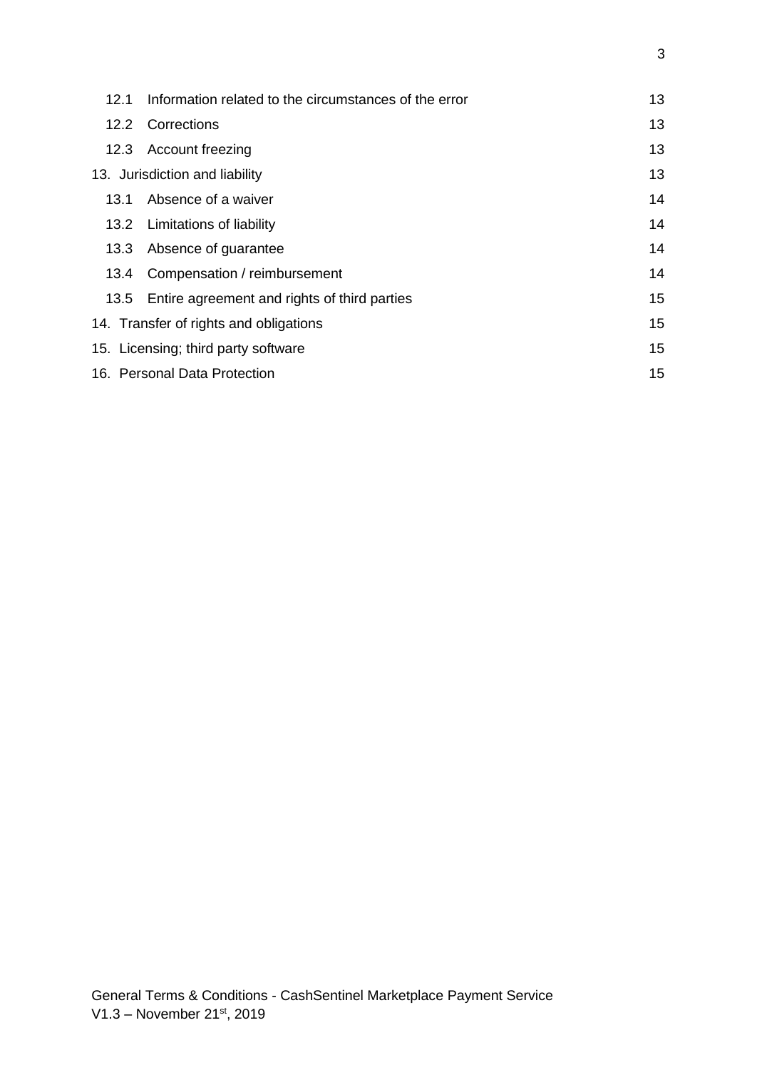| | | |
|---|---|---|
| 12.1 | Information related to the circumstances of the error | 13 |
| 12.2 | Corrections | 13 |
| 12.3 | Account freezing | 13 |
| 13. Jurisdiction and liability | | 13 |
| 13.1 | Absence of a waiver | 14 |
| 13.2 | Limitations of liability | 14 |
| 13.3 | Absence of guarantee | 14 |
| 13.4 | Compensation / reimbursement | 14 |
| 13.5 | Entire agreement and rights of third parties | 15 |
| 14. Transfer of rights and obligations | | 15 |
| 15. Licensing; third party software | | 15 |
| 16. Personal Data Protection | | 15 |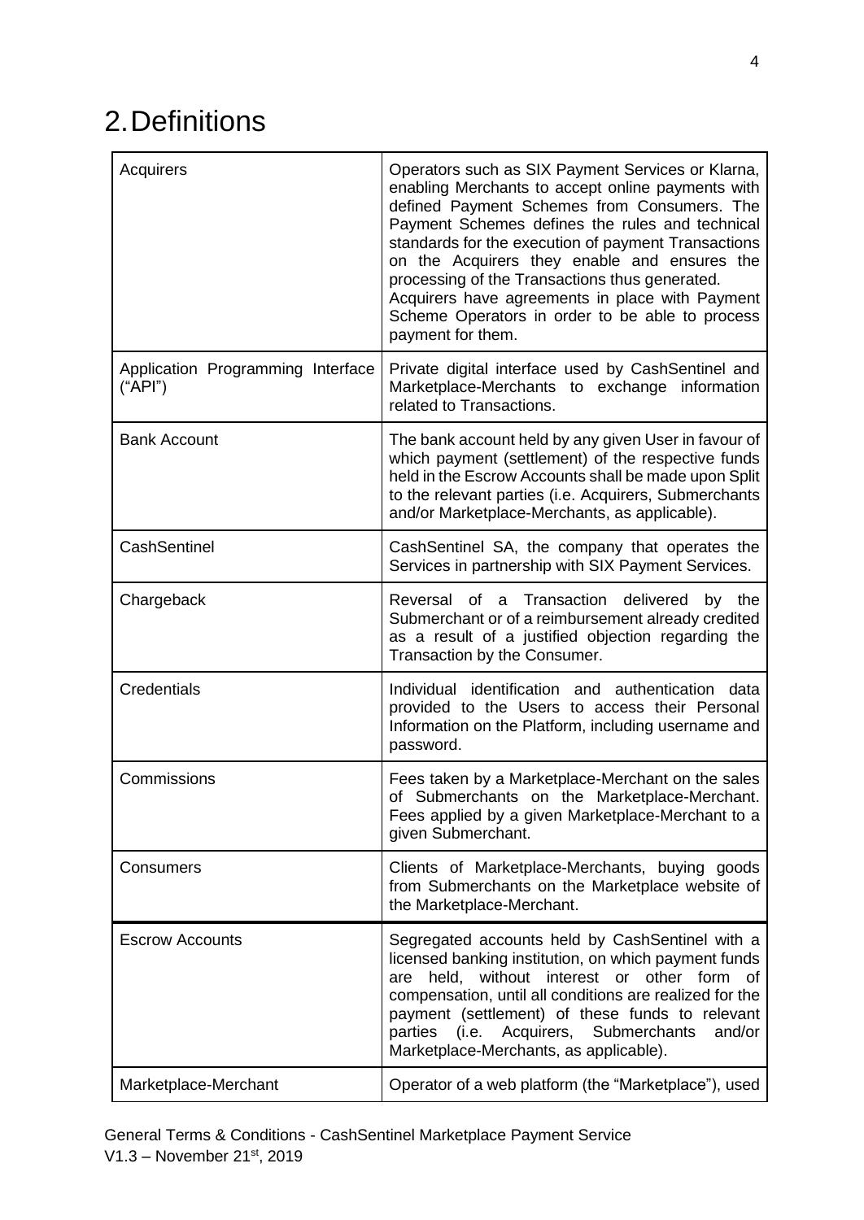# 2. Definitions

| | |
|---|---|
| Acquirers | Operators such as SIX Payment Services or Klarna, enabling Merchants to accept online payments with defined Payment Schemes from Consumers. The Payment Schemes defines the rules and technical standards for the execution of payment Transactions on the Acquirers they enable and ensures the processing of the Transactions thus generated. Acquirers have agreements in place with Payment Scheme Operators in order to be able to process payment for them. |
| Application Programming Interface ("API") | Private digital interface used by CashSentinel and Marketplace-Merchants to exchange information related to Transactions. |
| Bank Account | The bank account held by any given User in favour of which payment (settlement) of the respective funds held in the Escrow Accounts shall be made upon Split to the relevant parties (i.e. Acquirers, Submerchants and/or Marketplace-Merchants, as applicable). |
| CashSentinel | CashSentinel SA, the company that operates the Services in partnership with SIX Payment Services. |
| Chargeback | Reversal of a Transaction delivered by the Submerchant or of a reimbursement already credited as a result of a justified objection regarding the Transaction by the Consumer. |
| Credentials | Individual identification and authentication data provided to the Users to access their Personal Information on the Platform, including username and password. |
| Commissions | Fees taken by a Marketplace-Merchant on the sales of Submerchants on the Marketplace-Merchant. Fees applied by a given Marketplace-Merchant to a given Submerchant. |
| Consumers | Clients of Marketplace-Merchants, buying goods from Submerchants on the Marketplace website of the Marketplace-Merchant. |
| Escrow Accounts | Segregated accounts held by CashSentinel with a licensed banking institution, on which payment funds are held, without interest or other form of compensation, until all conditions are realized for the payment (settlement) of these funds to relevant parties (i.e. Acquirers, Submerchants and/or Marketplace-Merchants, as applicable). |
| Marketplace-Merchant | Operator of a web platform (the "Marketplace"), used |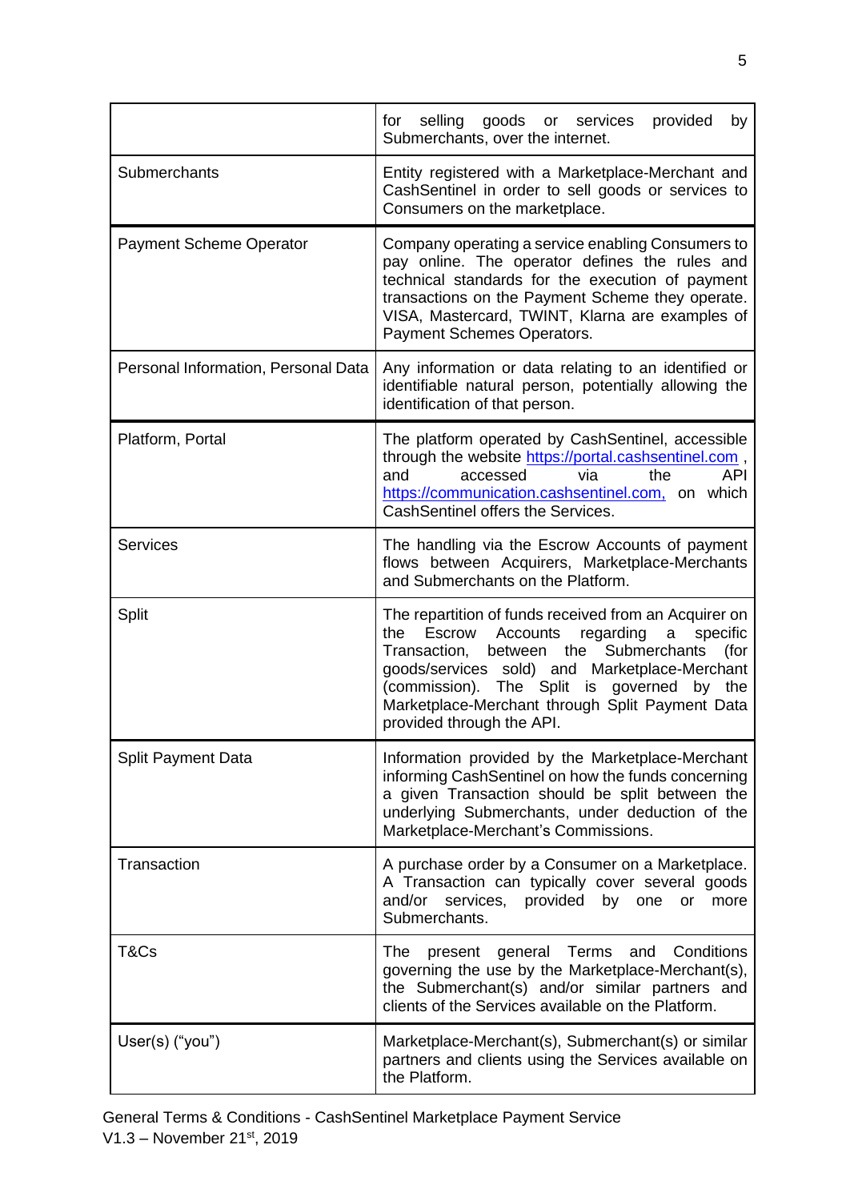| | |
|---|---|
| | for selling goods or services provided by Submerchants, over the internet. |
| Submerchants | Entity registered with a Marketplace-Merchant and CashSentinel in order to sell goods or services to Consumers on the marketplace. |
| Payment Scheme Operator | Company operating a service enabling Consumers to pay online. The operator defines the rules and technical standards for the execution of payment transactions on the Payment Scheme they operate. VISA, Mastercard, TWINT, Klarna are examples of Payment Schemes Operators. |
| Personal Information, Personal Data | Any information or data relating to an identified or identifiable natural person, potentially allowing the identification of that person. |
| Platform, Portal | The platform operated by CashSentinel, accessible through the website https://portal.cashsentinel.com , and accessed via the API https://communication.cashsentinel.com, on which CashSentinel offers the Services. |
| Services | The handling via the Escrow Accounts of payment flows between Acquirers, Marketplace-Merchants and Submerchants on the Platform. |
| Split | The repartition of funds received from an Acquirer on the Escrow Accounts regarding a specific Transaction, between the Submerchants (for goods/services sold) and Marketplace-Merchant (commission). The Split is governed by the Marketplace-Merchant through Split Payment Data provided through the API. |
| Split Payment Data | Information provided by the Marketplace-Merchant informing CashSentinel on how the funds concerning a given Transaction should be split between the underlying Submerchants, under deduction of the Marketplace-Merchant's Commissions. |
| Transaction | A purchase order by a Consumer on a Marketplace. A Transaction can typically cover several goods and/or services, provided by one or more Submerchants. |
| T&Cs | The present general Terms and Conditions governing the use by the Marketplace-Merchant(s), the Submerchant(s) and/or similar partners and clients of the Services available on the Platform. |
| User(s) ("you") | Marketplace-Merchant(s), Submerchant(s) or similar partners and clients using the Services available on the Platform. |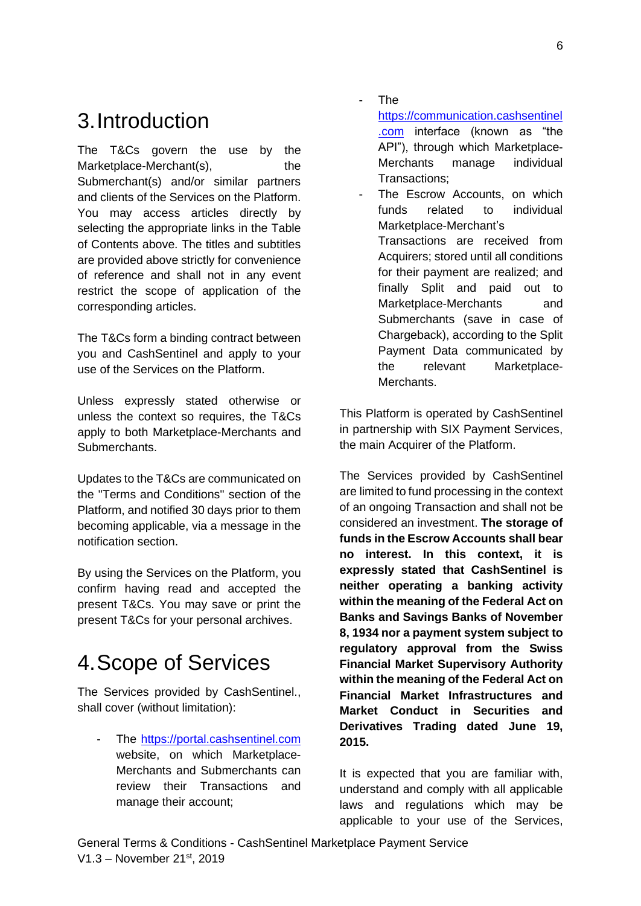# 3. Introduction

The T&Cs govern the use by the Marketplace-Merchant(s), the Submerchant(s) and/or similar partners and clients of the Services on the Platform. You may access articles directly by selecting the appropriate links in the Table of Contents above. The titles and subtitles are provided above strictly for convenience of reference and shall not in any event restrict the scope of application of the corresponding articles.

The T&Cs form a binding contract between you and CashSentinel and apply to your use of the Services on the Platform.

Unless expressly stated otherwise or unless the context so requires, the T&Cs apply to both Marketplace-Merchants and Submerchants.

Updates to the T&Cs are communicated on the "Terms and Conditions" section of the Platform, and notified 30 days prior to them becoming applicable, via a message in the notification section.

By using the Services on the Platform, you confirm having read and accepted the present T&Cs. You may save or print the present T&Cs for your personal archives.

# 4. Scope of Services

The Services provided by CashSentinel., shall cover (without limitation):

- The https://portal.cashsentinel.com website, on which Marketplace-Merchants and Submerchants can review their Transactions and manage their account;
- The https://communication.cashsentinel.com interface (known as "the API"), through which Marketplace-Merchants manage individual Transactions;
- The Escrow Accounts, on which funds related to individual Marketplace-Merchant's Transactions are received from Acquirers; stored until all conditions for their payment are realized; and finally Split and paid out to Marketplace-Merchants and Submerchants (save in case of Chargeback), according to the Split Payment Data communicated by the relevant Marketplace-Merchants.

This Platform is operated by CashSentinel in partnership with SIX Payment Services, the main Acquirer of the Platform.

The Services provided by CashSentinel are limited to fund processing in the context of an ongoing Transaction and shall not be considered an investment. **The storage of funds in the Escrow Accounts shall bear no interest. In this context, it is expressly stated that CashSentinel is neither operating a banking activity within the meaning of the Federal Act on Banks and Savings Banks of November 8, 1934 nor a payment system subject to regulatory approval from the Swiss Financial Market Supervisory Authority within the meaning of the Federal Act on Financial Market Infrastructures and Market Conduct in Securities and Derivatives Trading dated June 19, 2015.**

It is expected that you are familiar with, understand and comply with all applicable laws and regulations which may be applicable to your use of the Services,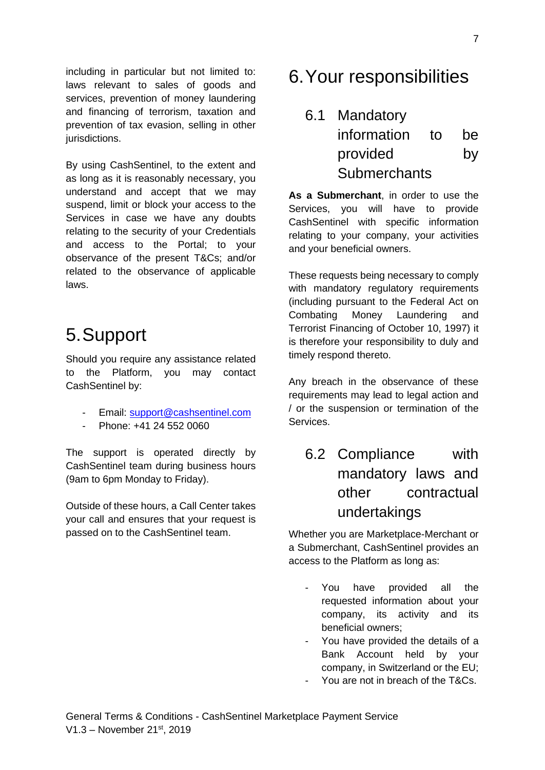including in particular but not limited to: laws relevant to sales of goods and services, prevention of money laundering and financing of terrorism, taxation and prevention of tax evasion, selling in other jurisdictions.

By using CashSentinel, to the extent and as long as it is reasonably necessary, you understand and accept that we may suspend, limit or block your access to the Services in case we have any doubts relating to the security of your Credentials and access to the Portal; to your observance of the present T&Cs; and/or related to the observance of applicable laws.

# 5. Support

Should you require any assistance related to the Platform, you may contact CashSentinel by:

- Email: support@cashsentinel.com
- Phone: +41 24 552 0060

The support is operated directly by CashSentinel team during business hours (9am to 6pm Monday to Friday).

Outside of these hours, a Call Center takes your call and ensures that your request is passed on to the CashSentinel team.

# 6. Your responsibilities

## 6.1 Mandatory information to be provided by Submerchants

**As a Submerchant**, in order to use the Services, you will have to provide CashSentinel with specific information relating to your company, your activities and your beneficial owners.

These requests being necessary to comply with mandatory regulatory requirements (including pursuant to the Federal Act on Combating Money Laundering and Terrorist Financing of October 10, 1997) it is therefore your responsibility to duly and timely respond thereto.

Any breach in the observance of these requirements may lead to legal action and / or the suspension or termination of the Services.

## 6.2 Compliance with mandatory laws and other contractual undertakings

Whether you are Marketplace-Merchant or a Submerchant, CashSentinel provides an access to the Platform as long as:

- You have provided all the requested information about your company, its activity and its beneficial owners;
- You have provided the details of a Bank Account held by your company, in Switzerland or the EU;
- You are not in breach of the T&Cs.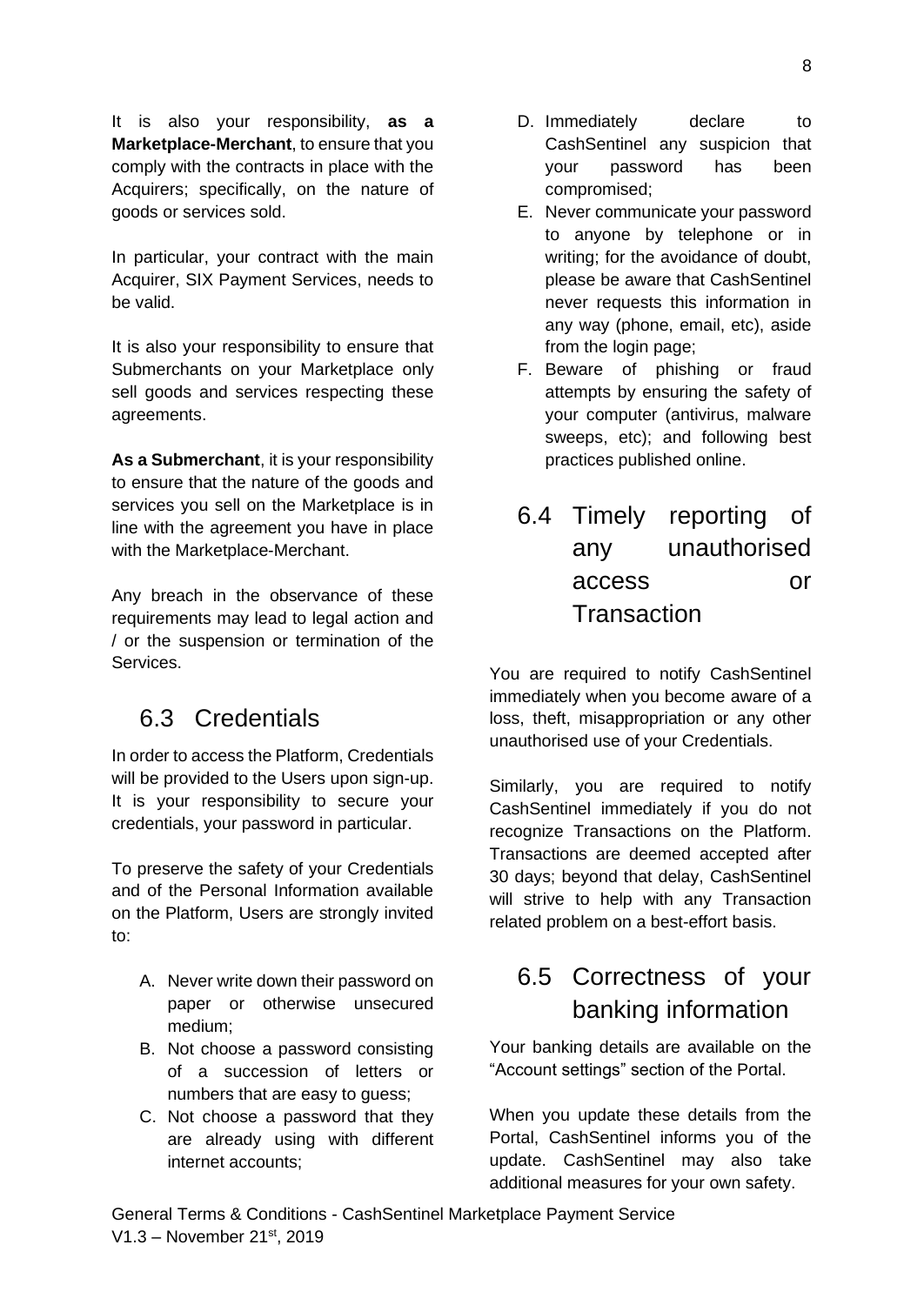It is also your responsibility, **as a Marketplace-Merchant**, to ensure that you comply with the contracts in place with the Acquirers; specifically, on the nature of goods or services sold.

In particular, your contract with the main Acquirer, SIX Payment Services, needs to be valid.

It is also your responsibility to ensure that Submerchants on your Marketplace only sell goods and services respecting these agreements.

**As a Submerchant**, it is your responsibility to ensure that the nature of the goods and services you sell on the Marketplace is in line with the agreement you have in place with the Marketplace-Merchant.

Any breach in the observance of these requirements may lead to legal action and / or the suspension or termination of the Services.

## 6.3 Credentials

In order to access the Platform, Credentials will be provided to the Users upon sign-up. It is your responsibility to secure your credentials, your password in particular.

To preserve the safety of your Credentials and of the Personal Information available on the Platform, Users are strongly invited to:

A. Never write down their password on paper or otherwise unsecured medium;
B. Not choose a password consisting of a succession of letters or numbers that are easy to guess;
C. Not choose a password that they are already using with different internet accounts;
D. Immediately declare to CashSentinel any suspicion that your password has been compromised;
E. Never communicate your password to anyone by telephone or in writing; for the avoidance of doubt, please be aware that CashSentinel never requests this information in any way (phone, email, etc), aside from the login page;
F. Beware of phishing or fraud attempts by ensuring the safety of your computer (antivirus, malware sweeps, etc); and following best practices published online.

## 6.4 Timely reporting of any unauthorised access or Transaction

You are required to notify CashSentinel immediately when you become aware of a loss, theft, misappropriation or any other unauthorised use of your Credentials.

Similarly, you are required to notify CashSentinel immediately if you do not recognize Transactions on the Platform. Transactions are deemed accepted after 30 days; beyond that delay, CashSentinel will strive to help with any Transaction related problem on a best-effort basis.

## 6.5 Correctness of your banking information

Your banking details are available on the "Account settings" section of the Portal.

When you update these details from the Portal, CashSentinel informs you of the update. CashSentinel may also take additional measures for your own safety.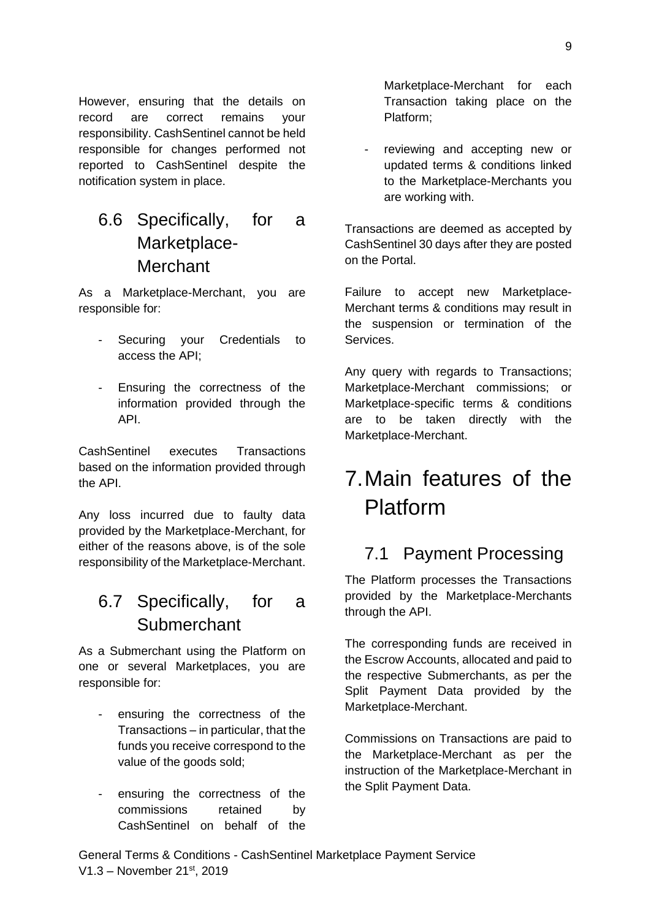However, ensuring that the details on record are correct remains your responsibility. CashSentinel cannot be held responsible for changes performed not reported to CashSentinel despite the notification system in place.

## 6.6 Specifically, for a Marketplace-Merchant

As a Marketplace-Merchant, you are responsible for:

- Securing your Credentials to access the API;
- Ensuring the correctness of the information provided through the API.

CashSentinel executes Transactions based on the information provided through the API.

Any loss incurred due to faulty data provided by the Marketplace-Merchant, for either of the reasons above, is of the sole responsibility of the Marketplace-Merchant.

## 6.7 Specifically, for a Submerchant

As a Submerchant using the Platform on one or several Marketplaces, you are responsible for:

- ensuring the correctness of the Transactions – in particular, that the funds you receive correspond to the value of the goods sold;
- ensuring the correctness of the commissions retained by CashSentinel on behalf of the Marketplace-Merchant for each Transaction taking place on the Platform;
- reviewing and accepting new or updated terms & conditions linked to the Marketplace-Merchants you are working with.

Transactions are deemed as accepted by CashSentinel 30 days after they are posted on the Portal.

Failure to accept new Marketplace-Merchant terms & conditions may result in the suspension or termination of the Services.

Any query with regards to Transactions; Marketplace-Merchant commissions; or Marketplace-specific terms & conditions are to be taken directly with the Marketplace-Merchant.

# 7. Main features of the Platform

## 7.1 Payment Processing

The Platform processes the Transactions provided by the Marketplace-Merchants through the API.

The corresponding funds are received in the Escrow Accounts, allocated and paid to the respective Submerchants, as per the Split Payment Data provided by the Marketplace-Merchant.

Commissions on Transactions are paid to the Marketplace-Merchant as per the instruction of the Marketplace-Merchant in the Split Payment Data.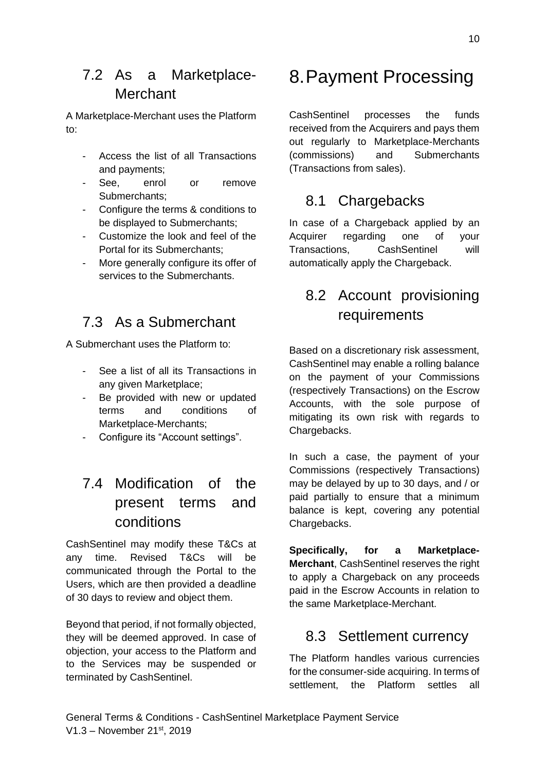## 7.2 As a Marketplace-Merchant

A Marketplace-Merchant uses the Platform to:

- Access the list of all Transactions and payments;
- See, enrol or remove Submerchants;
- Configure the terms & conditions to be displayed to Submerchants;
- Customize the look and feel of the Portal for its Submerchants;
- More generally configure its offer of services to the Submerchants.

## 7.3 As a Submerchant

A Submerchant uses the Platform to:

- See a list of all its Transactions in any given Marketplace;
- Be provided with new or updated terms and conditions of Marketplace-Merchants;
- Configure its "Account settings".

## 7.4 Modification of the present terms and conditions

CashSentinel may modify these T&Cs at any time. Revised T&Cs will be communicated through the Portal to the Users, which are then provided a deadline of 30 days to review and object them.

Beyond that period, if not formally objected, they will be deemed approved. In case of objection, your access to the Platform and to the Services may be suspended or terminated by CashSentinel.

# 8. Payment Processing

CashSentinel processes the funds received from the Acquirers and pays them out regularly to Marketplace-Merchants (commissions) and Submerchants (Transactions from sales).

## 8.1 Chargebacks

In case of a Chargeback applied by an Acquirer regarding one of your Transactions, CashSentinel will automatically apply the Chargeback.

## 8.2 Account provisioning requirements

Based on a discretionary risk assessment, CashSentinel may enable a rolling balance on the payment of your Commissions (respectively Transactions) on the Escrow Accounts, with the sole purpose of mitigating its own risk with regards to Chargebacks.

In such a case, the payment of your Commissions (respectively Transactions) may be delayed by up to 30 days, and / or paid partially to ensure that a minimum balance is kept, covering any potential Chargebacks.

**Specifically, for a Marketplace-Merchant**, CashSentinel reserves the right to apply a Chargeback on any proceeds paid in the Escrow Accounts in relation to the same Marketplace-Merchant.

## 8.3 Settlement currency

The Platform handles various currencies for the consumer-side acquiring. In terms of settlement, the Platform settles all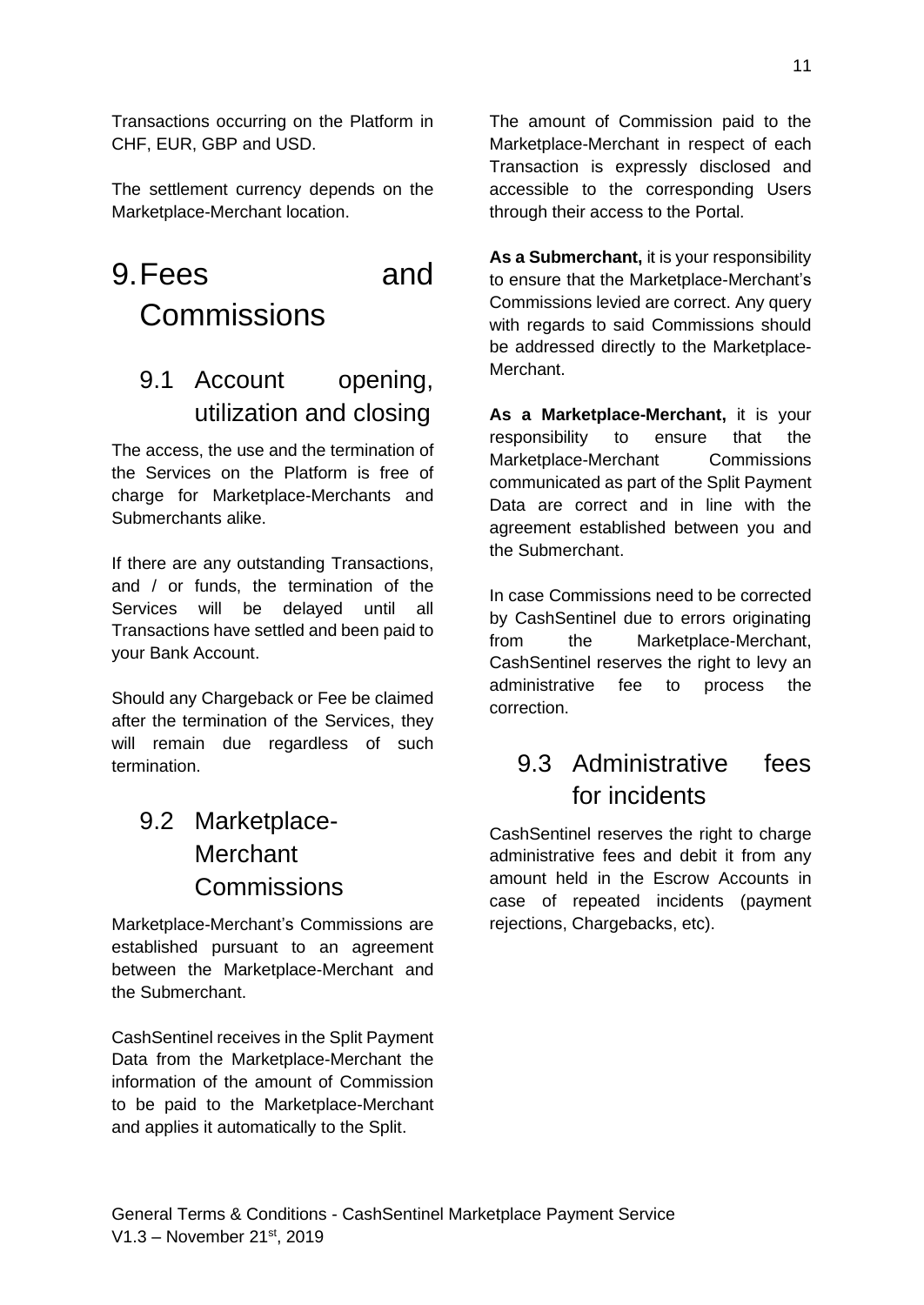Transactions occurring on the Platform in CHF, EUR, GBP and USD.

The settlement currency depends on the Marketplace-Merchant location.

# 9. Fees and Commissions

## 9.1 Account opening, utilization and closing

The access, the use and the termination of the Services on the Platform is free of charge for Marketplace-Merchants and Submerchants alike.

If there are any outstanding Transactions, and / or funds, the termination of the Services will be delayed until all Transactions have settled and been paid to your Bank Account.

Should any Chargeback or Fee be claimed after the termination of the Services, they will remain due regardless of such termination.

## 9.2 Marketplace-Merchant Commissions

Marketplace-Merchant's Commissions are established pursuant to an agreement between the Marketplace-Merchant and the Submerchant.

CashSentinel receives in the Split Payment Data from the Marketplace-Merchant the information of the amount of Commission to be paid to the Marketplace-Merchant and applies it automatically to the Split.

The amount of Commission paid to the Marketplace-Merchant in respect of each Transaction is expressly disclosed and accessible to the corresponding Users through their access to the Portal.

**As a Submerchant,** it is your responsibility to ensure that the Marketplace-Merchant's Commissions levied are correct. Any query with regards to said Commissions should be addressed directly to the Marketplace-Merchant.

**As a Marketplace-Merchant,** it is your responsibility to ensure that the Marketplace-Merchant Commissions communicated as part of the Split Payment Data are correct and in line with the agreement established between you and the Submerchant.

In case Commissions need to be corrected by CashSentinel due to errors originating from the Marketplace-Merchant, CashSentinel reserves the right to levy an administrative fee to process the correction.

## 9.3 Administrative fees for incidents

CashSentinel reserves the right to charge administrative fees and debit it from any amount held in the Escrow Accounts in case of repeated incidents (payment rejections, Chargebacks, etc).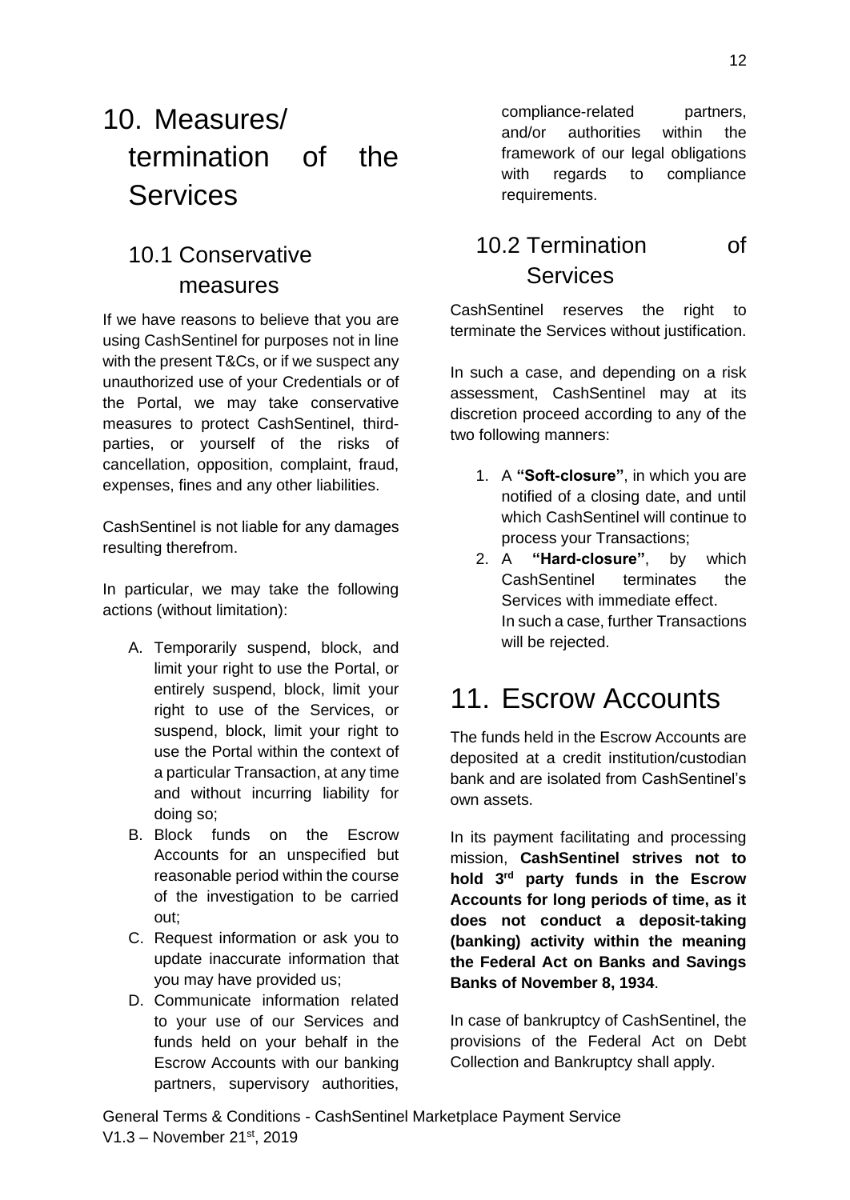# 10. Measures/ termination of the Services

## 10.1 Conservative measures

If we have reasons to believe that you are using CashSentinel for purposes not in line with the present T&Cs, or if we suspect any unauthorized use of your Credentials or of the Portal, we may take conservative measures to protect CashSentinel, third-parties, or yourself of the risks of cancellation, opposition, complaint, fraud, expenses, fines and any other liabilities.

CashSentinel is not liable for any damages resulting therefrom.

In particular, we may take the following actions (without limitation):

A. Temporarily suspend, block, and limit your right to use the Portal, or entirely suspend, block, limit your right to use of the Services, or suspend, block, limit your right to use the Portal within the context of a particular Transaction, at any time and without incurring liability for doing so;
B. Block funds on the Escrow Accounts for an unspecified but reasonable period within the course of the investigation to be carried out;
C. Request information or ask you to update inaccurate information that you may have provided us;
D. Communicate information related to your use of our Services and funds held on your behalf in the Escrow Accounts with our banking partners, supervisory authorities, compliance-related partners, and/or authorities within the framework of our legal obligations with regards to compliance requirements.

## 10.2 Termination of Services

CashSentinel reserves the right to terminate the Services without justification.

In such a case, and depending on a risk assessment, CashSentinel may at its discretion proceed according to any of the two following manners:

1. A **"Soft-closure"**, in which you are notified of a closing date, and until which CashSentinel will continue to process your Transactions;
2. A **"Hard-closure"**, by which CashSentinel terminates the Services with immediate effect. In such a case, further Transactions will be rejected.

# 11. Escrow Accounts

The funds held in the Escrow Accounts are deposited at a credit institution/custodian bank and are isolated from CashSentinel's own assets.

In its payment facilitating and processing mission, **CashSentinel strives not to hold 3rd party funds in the Escrow Accounts for long periods of time, as it does not conduct a deposit-taking (banking) activity within the meaning the Federal Act on Banks and Savings Banks of November 8, 1934**.

In case of bankruptcy of CashSentinel, the provisions of the Federal Act on Debt Collection and Bankruptcy shall apply.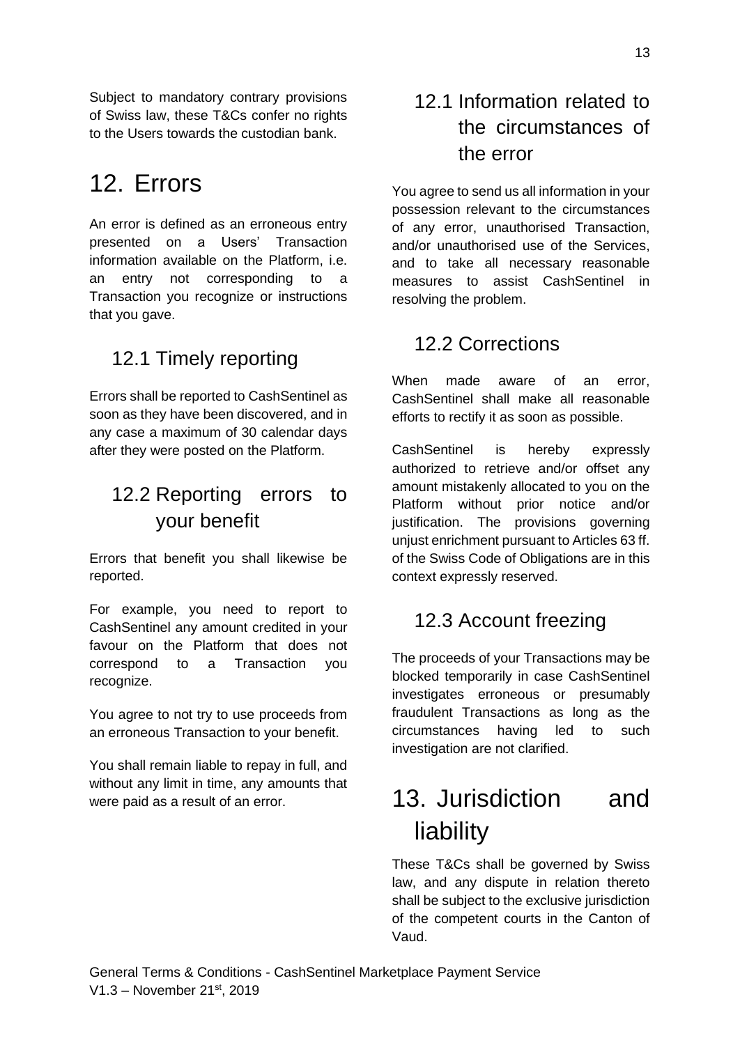Subject to mandatory contrary provisions of Swiss law, these T&Cs confer no rights to the Users towards the custodian bank.

# 12. Errors

An error is defined as an erroneous entry presented on a Users' Transaction information available on the Platform, i.e. an entry not corresponding to a Transaction you recognize or instructions that you gave.

## 12.1 Timely reporting

Errors shall be reported to CashSentinel as soon as they have been discovered, and in any case a maximum of 30 calendar days after they were posted on the Platform.

## 12.2 Reporting errors to your benefit

Errors that benefit you shall likewise be reported.

For example, you need to report to CashSentinel any amount credited in your favour on the Platform that does not correspond to a Transaction you recognize.

You agree to not try to use proceeds from an erroneous Transaction to your benefit.

You shall remain liable to repay in full, and without any limit in time, any amounts that were paid as a result of an error.

## 12.1 Information related to the circumstances of the error

You agree to send us all information in your possession relevant to the circumstances of any error, unauthorised Transaction, and/or unauthorised use of the Services, and to take all necessary reasonable measures to assist CashSentinel in resolving the problem.

## 12.2 Corrections

When made aware of an error, CashSentinel shall make all reasonable efforts to rectify it as soon as possible.

CashSentinel is hereby expressly authorized to retrieve and/or offset any amount mistakenly allocated to you on the Platform without prior notice and/or justification. The provisions governing unjust enrichment pursuant to Articles 63 ff. of the Swiss Code of Obligations are in this context expressly reserved.

## 12.3 Account freezing

The proceeds of your Transactions may be blocked temporarily in case CashSentinel investigates erroneous or presumably fraudulent Transactions as long as the circumstances having led to such investigation are not clarified.

# 13. Jurisdiction and liability

These T&Cs shall be governed by Swiss law, and any dispute in relation thereto shall be subject to the exclusive jurisdiction of the competent courts in the Canton of Vaud.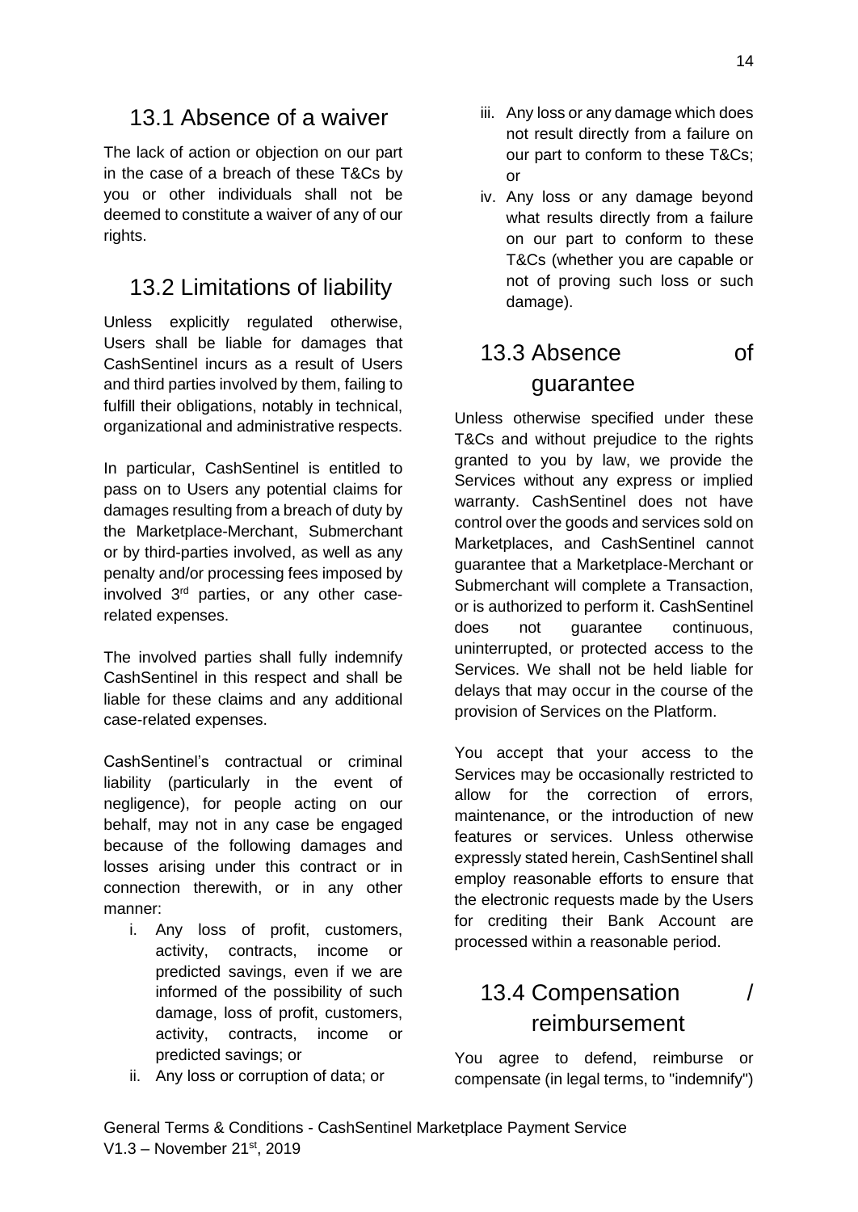## 13.1 Absence of a waiver

The lack of action or objection on our part in the case of a breach of these T&Cs by you or other individuals shall not be deemed to constitute a waiver of any of our rights.

## 13.2 Limitations of liability

Unless explicitly regulated otherwise, Users shall be liable for damages that CashSentinel incurs as a result of Users and third parties involved by them, failing to fulfill their obligations, notably in technical, organizational and administrative respects.

In particular, CashSentinel is entitled to pass on to Users any potential claims for damages resulting from a breach of duty by the Marketplace-Merchant, Submerchant or by third-parties involved, as well as any penalty and/or processing fees imposed by involved 3rd parties, or any other case-related expenses.

The involved parties shall fully indemnify CashSentinel in this respect and shall be liable for these claims and any additional case-related expenses.

CashSentinel's contractual or criminal liability (particularly in the event of negligence), for people acting on our behalf, may not in any case be engaged because of the following damages and losses arising under this contract or in connection therewith, or in any other manner:

i. Any loss of profit, customers, activity, contracts, income or predicted savings, even if we are informed of the possibility of such damage, loss of profit, customers, activity, contracts, income or predicted savings; or
ii. Any loss or corruption of data; or
iii. Any loss or any damage which does not result directly from a failure on our part to conform to these T&Cs; or
iv. Any loss or any damage beyond what results directly from a failure on our part to conform to these T&Cs (whether you are capable or not of proving such loss or such damage).

## 13.3 Absence of guarantee

Unless otherwise specified under these T&Cs and without prejudice to the rights granted to you by law, we provide the Services without any express or implied warranty. CashSentinel does not have control over the goods and services sold on Marketplaces, and CashSentinel cannot guarantee that a Marketplace-Merchant or Submerchant will complete a Transaction, or is authorized to perform it. CashSentinel does not guarantee continuous, uninterrupted, or protected access to the Services. We shall not be held liable for delays that may occur in the course of the provision of Services on the Platform.

You accept that your access to the Services may be occasionally restricted to allow for the correction of errors, maintenance, or the introduction of new features or services. Unless otherwise expressly stated herein, CashSentinel shall employ reasonable efforts to ensure that the electronic requests made by the Users for crediting their Bank Account are processed within a reasonable period.

## 13.4 Compensation / reimbursement

You agree to defend, reimburse or compensate (in legal terms, to "indemnify")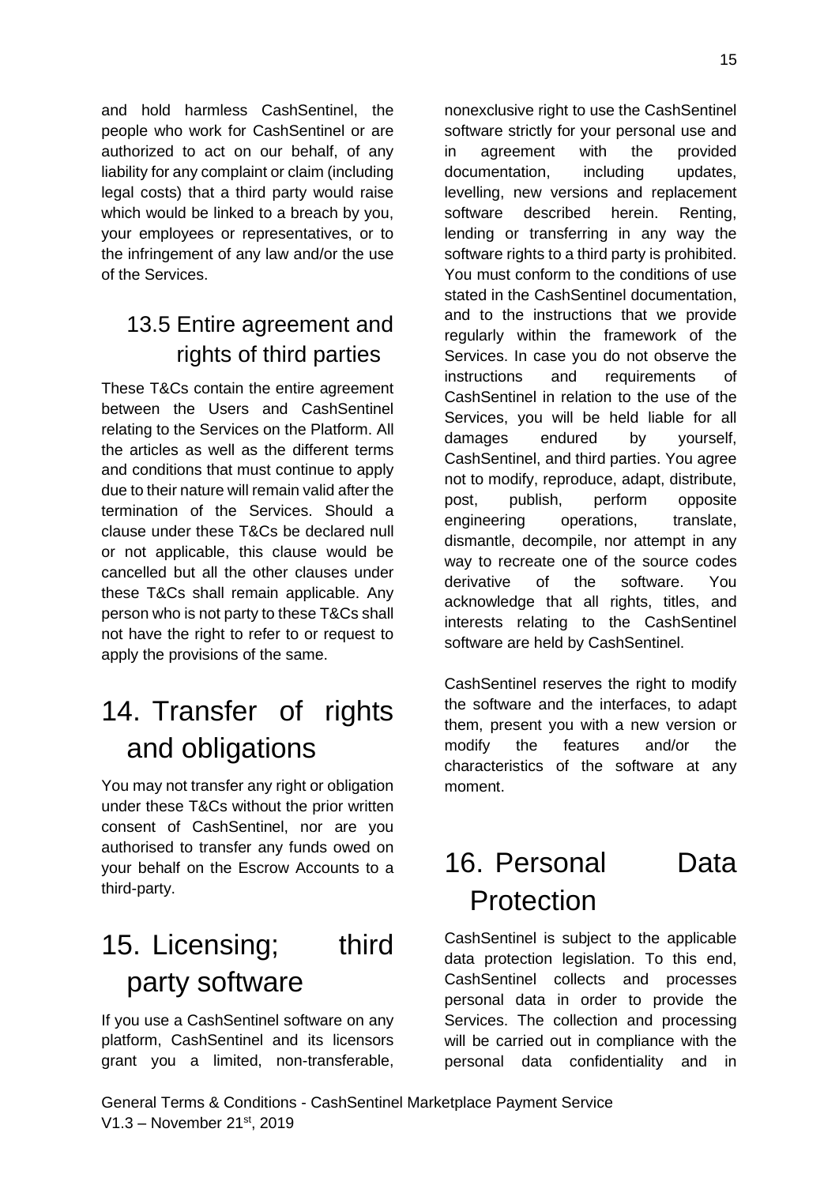and hold harmless CashSentinel, the people who work for CashSentinel or are authorized to act on our behalf, of any liability for any complaint or claim (including legal costs) that a third party would raise which would be linked to a breach by you, your employees or representatives, or to the infringement of any law and/or the use of the Services.

## 13.5 Entire agreement and rights of third parties

These T&Cs contain the entire agreement between the Users and CashSentinel relating to the Services on the Platform. All the articles as well as the different terms and conditions that must continue to apply due to their nature will remain valid after the termination of the Services. Should a clause under these T&Cs be declared null or not applicable, this clause would be cancelled but all the other clauses under these T&Cs shall remain applicable. Any person who is not party to these T&Cs shall not have the right to refer to or request to apply the provisions of the same.

# 14. Transfer of rights and obligations

You may not transfer any right or obligation under these T&Cs without the prior written consent of CashSentinel, nor are you authorised to transfer any funds owed on your behalf on the Escrow Accounts to a third-party.

# 15. Licensing; third party software

If you use a CashSentinel software on any platform, CashSentinel and its licensors grant you a limited, non-transferable, nonexclusive right to use the CashSentinel software strictly for your personal use and in agreement with the provided documentation, including updates, levelling, new versions and replacement software described herein. Renting, lending or transferring in any way the software rights to a third party is prohibited. You must conform to the conditions of use stated in the CashSentinel documentation, and to the instructions that we provide regularly within the framework of the Services. In case you do not observe the instructions and requirements of CashSentinel in relation to the use of the Services, you will be held liable for all damages endured by yourself, CashSentinel, and third parties. You agree not to modify, reproduce, adapt, distribute, post, publish, perform opposite engineering operations, translate, dismantle, decompile, nor attempt in any way to recreate one of the source codes derivative of the software. You acknowledge that all rights, titles, and interests relating to the CashSentinel software are held by CashSentinel.

CashSentinel reserves the right to modify the software and the interfaces, to adapt them, present you with a new version or modify the features and/or the characteristics of the software at any moment.

# 16. Personal Data Protection

CashSentinel is subject to the applicable data protection legislation. To this end, CashSentinel collects and processes personal data in order to provide the Services. The collection and processing will be carried out in compliance with the personal data confidentiality and in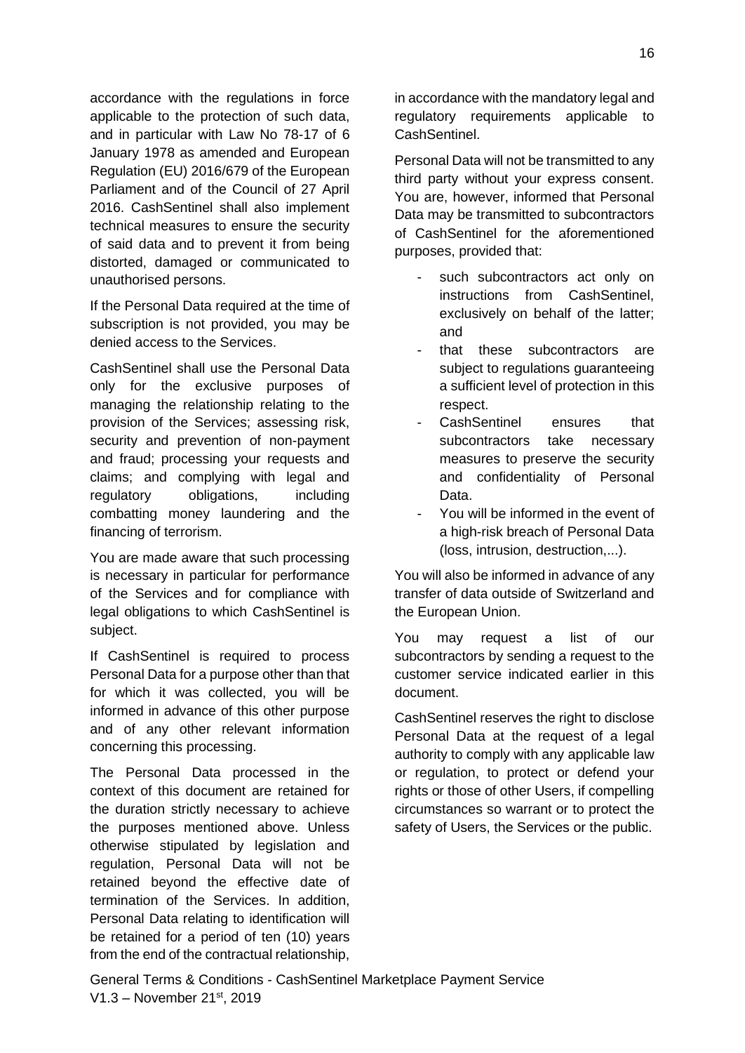accordance with the regulations in force applicable to the protection of such data, and in particular with Law No 78-17 of 6 January 1978 as amended and European Regulation (EU) 2016/679 of the European Parliament and of the Council of 27 April 2016. CashSentinel shall also implement technical measures to ensure the security of said data and to prevent it from being distorted, damaged or communicated to unauthorised persons.

If the Personal Data required at the time of subscription is not provided, you may be denied access to the Services.

CashSentinel shall use the Personal Data only for the exclusive purposes of managing the relationship relating to the provision of the Services; assessing risk, security and prevention of non-payment and fraud; processing your requests and claims; and complying with legal and regulatory obligations, including combatting money laundering and the financing of terrorism.

You are made aware that such processing is necessary in particular for performance of the Services and for compliance with legal obligations to which CashSentinel is subject.

If CashSentinel is required to process Personal Data for a purpose other than that for which it was collected, you will be informed in advance of this other purpose and of any other relevant information concerning this processing.

The Personal Data processed in the context of this document are retained for the duration strictly necessary to achieve the purposes mentioned above. Unless otherwise stipulated by legislation and regulation, Personal Data will not be retained beyond the effective date of termination of the Services. In addition, Personal Data relating to identification will be retained for a period of ten (10) years from the end of the contractual relationship, in accordance with the mandatory legal and regulatory requirements applicable to CashSentinel.

Personal Data will not be transmitted to any third party without your express consent. You are, however, informed that Personal Data may be transmitted to subcontractors of CashSentinel for the aforementioned purposes, provided that:

- such subcontractors act only on instructions from CashSentinel, exclusively on behalf of the latter; and
- that these subcontractors are subject to regulations guaranteeing a sufficient level of protection in this respect.
- CashSentinel ensures that subcontractors take necessary measures to preserve the security and confidentiality of Personal Data.
- You will be informed in the event of a high-risk breach of Personal Data (loss, intrusion, destruction,...).

You will also be informed in advance of any transfer of data outside of Switzerland and the European Union.

You may request a list of our subcontractors by sending a request to the customer service indicated earlier in this document.

CashSentinel reserves the right to disclose Personal Data at the request of a legal authority to comply with any applicable law or regulation, to protect or defend your rights or those of other Users, if compelling circumstances so warrant or to protect the safety of Users, the Services or the public.